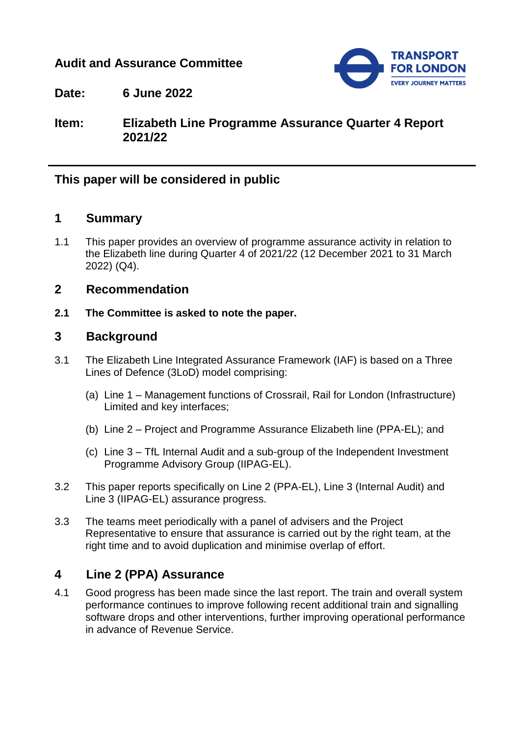**Audit and Assurance Committee**

**Date:** **6 June 2022**

**Item:** **Elizabeth Line Programme Assurance Quarter 4 Report 2021/22**

---

**This paper will be considered in public**

## 1 Summary

1.1 This paper provides an overview of programme assurance activity in relation to the Elizabeth line during Quarter 4 of 2021/22 (12 December 2021 to 31 March 2022) (Q4).

## 2 Recommendation

**2.1 The Committee is asked to note the paper.**

## 3 Background

3.1 The Elizabeth Line Integrated Assurance Framework (IAF) is based on a Three Lines of Defence (3LoD) model comprising:

(a) Line 1 – Management functions of Crossrail, Rail for London (Infrastructure) Limited and key interfaces;

(b) Line 2 – Project and Programme Assurance Elizabeth line (PPA-EL); and

(c) Line 3 – TfL Internal Audit and a sub-group of the Independent Investment Programme Advisory Group (IIPAG-EL).

3.2 This paper reports specifically on Line 2 (PPA-EL), Line 3 (Internal Audit) and Line 3 (IIPAG-EL) assurance progress.

3.3 The teams meet periodically with a panel of advisers and the Project Representative to ensure that assurance is carried out by the right team, at the right time and to avoid duplication and minimise overlap of effort.

## 4 Line 2 (PPA) Assurance

4.1 Good progress has been made since the last report. The train and overall system performance continues to improve following recent additional train and signalling software drops and other interventions, further improving operational performance in advance of Revenue Service.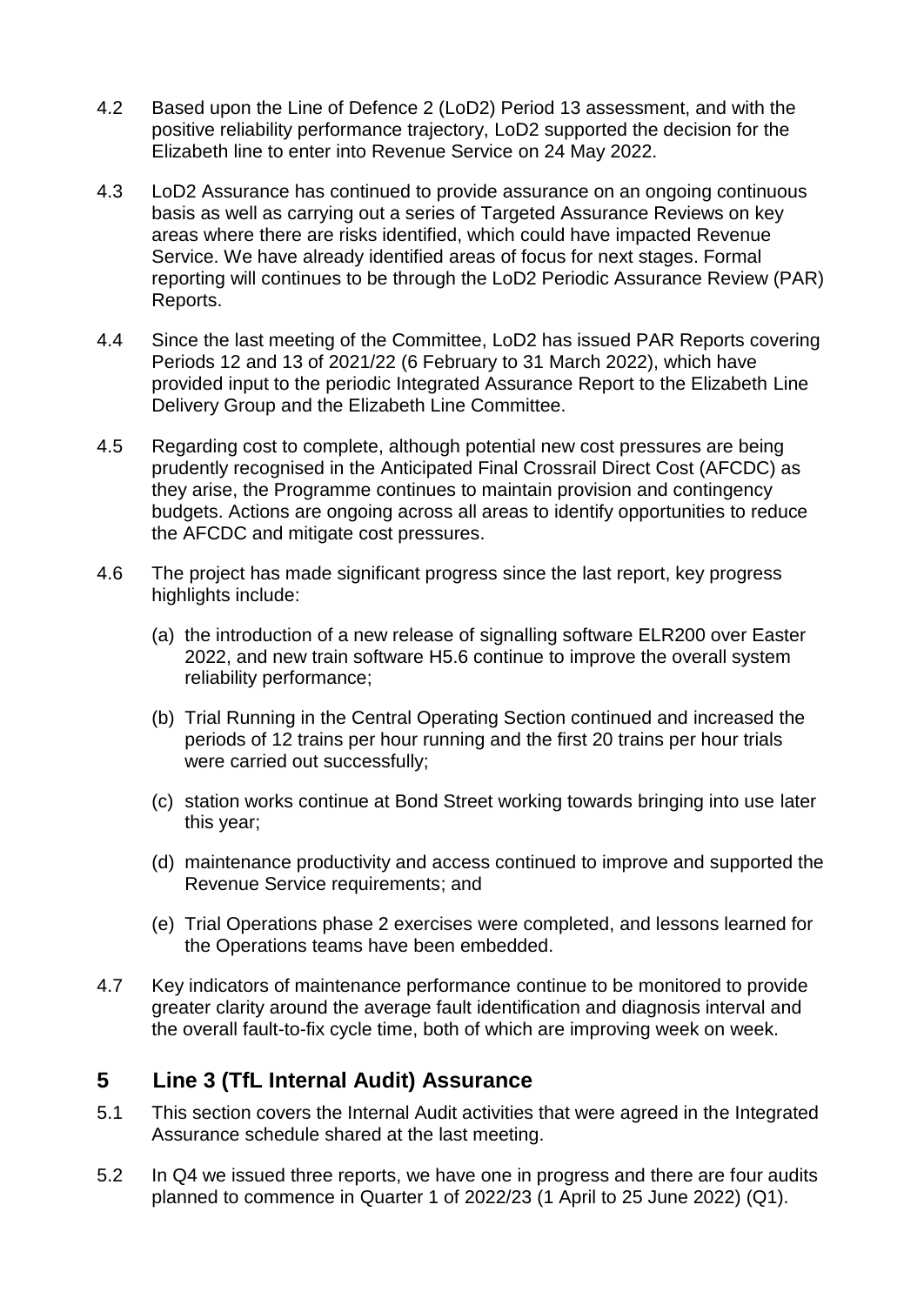4.2 Based upon the Line of Defence 2 (LoD2) Period 13 assessment, and with the positive reliability performance trajectory, LoD2 supported the decision for the Elizabeth line to enter into Revenue Service on 24 May 2022.

4.3 LoD2 Assurance has continued to provide assurance on an ongoing continuous basis as well as carrying out a series of Targeted Assurance Reviews on key areas where there are risks identified, which could have impacted Revenue Service. We have already identified areas of focus for next stages. Formal reporting will continues to be through the LoD2 Periodic Assurance Review (PAR) Reports.

4.4 Since the last meeting of the Committee, LoD2 has issued PAR Reports covering Periods 12 and 13 of 2021/22 (6 February to 31 March 2022), which have provided input to the periodic Integrated Assurance Report to the Elizabeth Line Delivery Group and the Elizabeth Line Committee.

4.5 Regarding cost to complete, although potential new cost pressures are being prudently recognised in the Anticipated Final Crossrail Direct Cost (AFCDC) as they arise, the Programme continues to maintain provision and contingency budgets. Actions are ongoing across all areas to identify opportunities to reduce the AFCDC and mitigate cost pressures.

4.6 The project has made significant progress since the last report, key progress highlights include:

(a) the introduction of a new release of signalling software ELR200 over Easter 2022, and new train software H5.6 continue to improve the overall system reliability performance;

(b) Trial Running in the Central Operating Section continued and increased the periods of 12 trains per hour running and the first 20 trains per hour trials were carried out successfully;

(c) station works continue at Bond Street working towards bringing into use later this year;

(d) maintenance productivity and access continued to improve and supported the Revenue Service requirements; and

(e) Trial Operations phase 2 exercises were completed, and lessons learned for the Operations teams have been embedded.

4.7 Key indicators of maintenance performance continue to be monitored to provide greater clarity around the average fault identification and diagnosis interval and the overall fault-to-fix cycle time, both of which are improving week on week.

## 5 Line 3 (TfL Internal Audit) Assurance

5.1 This section covers the Internal Audit activities that were agreed in the Integrated Assurance schedule shared at the last meeting.

5.2 In Q4 we issued three reports, we have one in progress and there are four audits planned to commence in Quarter 1 of 2022/23 (1 April to 25 June 2022) (Q1).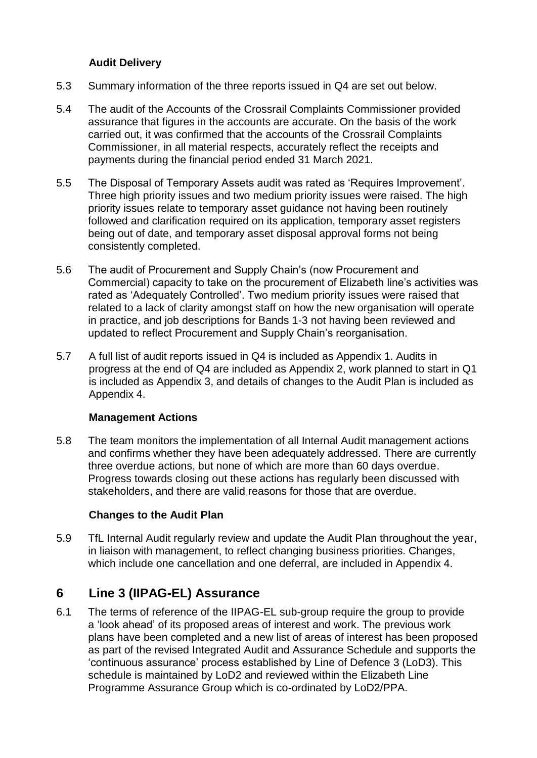### Audit Delivery

5.3 Summary information of the three reports issued in Q4 are set out below.

5.4 The audit of the Accounts of the Crossrail Complaints Commissioner provided assurance that figures in the accounts are accurate. On the basis of the work carried out, it was confirmed that the accounts of the Crossrail Complaints Commissioner, in all material respects, accurately reflect the receipts and payments during the financial period ended 31 March 2021.

5.5 The Disposal of Temporary Assets audit was rated as 'Requires Improvement'. Three high priority issues and two medium priority issues were raised. The high priority issues relate to temporary asset guidance not having been routinely followed and clarification required on its application, temporary asset registers being out of date, and temporary asset disposal approval forms not being consistently completed.

5.6 The audit of Procurement and Supply Chain's (now Procurement and Commercial) capacity to take on the procurement of Elizabeth line's activities was rated as 'Adequately Controlled'. Two medium priority issues were raised that related to a lack of clarity amongst staff on how the new organisation will operate in practice, and job descriptions for Bands 1-3 not having been reviewed and updated to reflect Procurement and Supply Chain's reorganisation.

5.7 A full list of audit reports issued in Q4 is included as Appendix 1. Audits in progress at the end of Q4 are included as Appendix 2, work planned to start in Q1 is included as Appendix 3, and details of changes to the Audit Plan is included as Appendix 4.

### Management Actions

5.8 The team monitors the implementation of all Internal Audit management actions and confirms whether they have been adequately addressed. There are currently three overdue actions, but none of which are more than 60 days overdue. Progress towards closing out these actions has regularly been discussed with stakeholders, and there are valid reasons for those that are overdue.

### Changes to the Audit Plan

5.9 TfL Internal Audit regularly review and update the Audit Plan throughout the year, in liaison with management, to reflect changing business priorities. Changes, which include one cancellation and one deferral, are included in Appendix 4.

## 6 Line 3 (IIPAG-EL) Assurance

6.1 The terms of reference of the IIPAG-EL sub-group require the group to provide a 'look ahead' of its proposed areas of interest and work. The previous work plans have been completed and a new list of areas of interest has been proposed as part of the revised Integrated Audit and Assurance Schedule and supports the 'continuous assurance' process established by Line of Defence 3 (LoD3). This schedule is maintained by LoD2 and reviewed within the Elizabeth Line Programme Assurance Group which is co-ordinated by LoD2/PPA.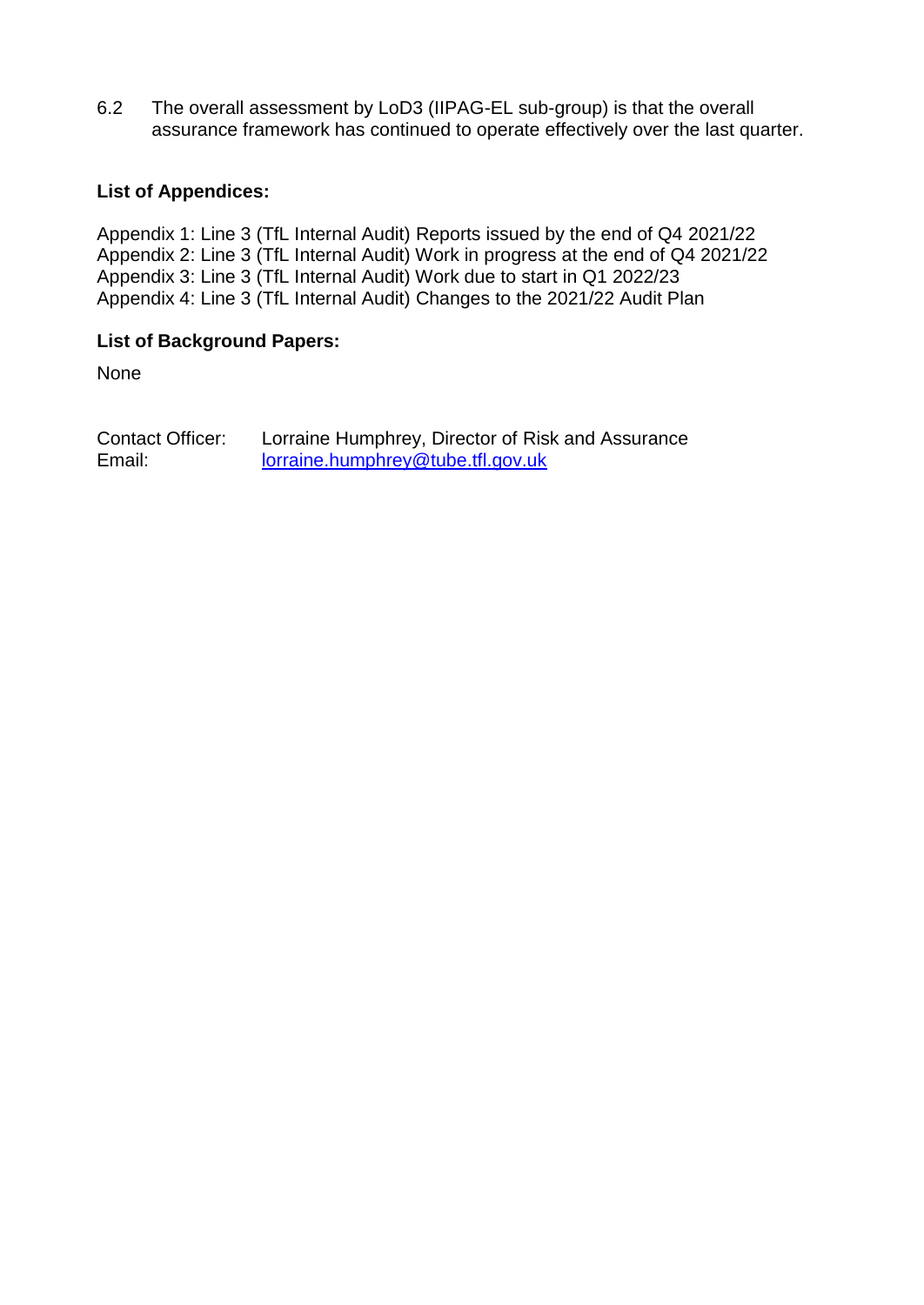6.2 The overall assessment by LoD3 (IIPAG-EL sub-group) is that the overall assurance framework has continued to operate effectively over the last quarter.

**List of Appendices:**

Appendix 1: Line 3 (TfL Internal Audit) Reports issued by the end of Q4 2021/22
Appendix 2: Line 3 (TfL Internal Audit) Work in progress at the end of Q4 2021/22
Appendix 3: Line 3 (TfL Internal Audit) Work due to start in Q1 2022/23
Appendix 4: Line 3 (TfL Internal Audit) Changes to the 2021/22 Audit Plan

**List of Background Papers:**

None

Contact Officer: Lorraine Humphrey, Director of Risk and Assurance
Email: lorraine.humphrey@tube.tfl.gov.uk